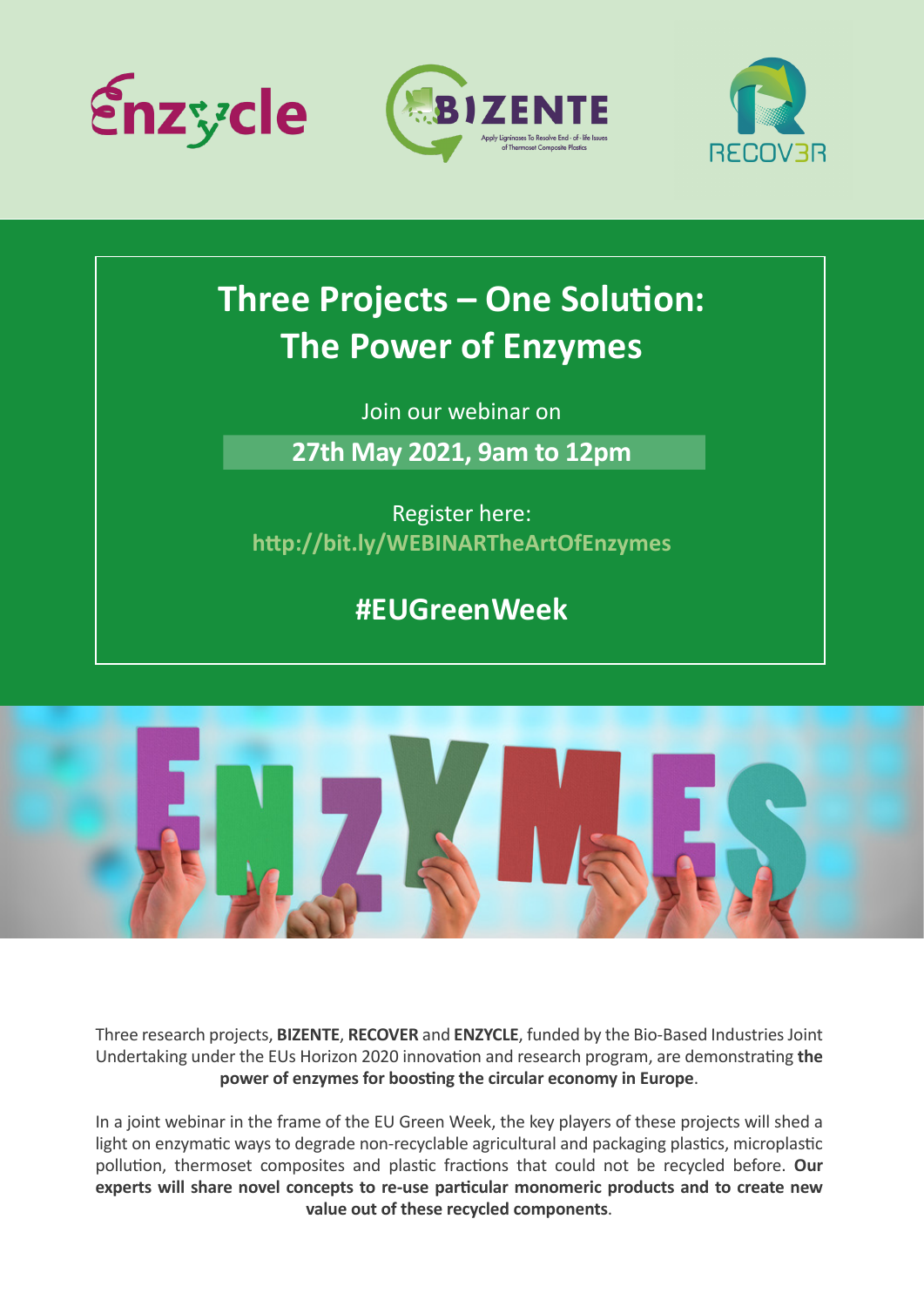# Three Projects – One Solution: The Power of Enzymes

Join our webinar on

**27th May 2021, 9am to 12pm**

Register here:
**http://bit.ly/WEBINARTheArtOfEnzymes**

## #EUGreenWeek

Three research projects, **BIZENTE**, **RECOVER** and **ENZYCLE**, funded by the Bio-Based Industries Joint Undertaking under the EUs Horizon 2020 innovation and research program, are demonstrating **the power of enzymes for boosting the circular economy in Europe**.

In a joint webinar in the frame of the EU Green Week, the key players of these projects will shed a light on enzymatic ways to degrade non-recyclable agricultural and packaging plastics, microplastic pollution, thermoset composites and plastic fractions that could not be recycled before. **Our experts will share novel concepts to re-use particular monomeric products and to create new value out of these recycled components**.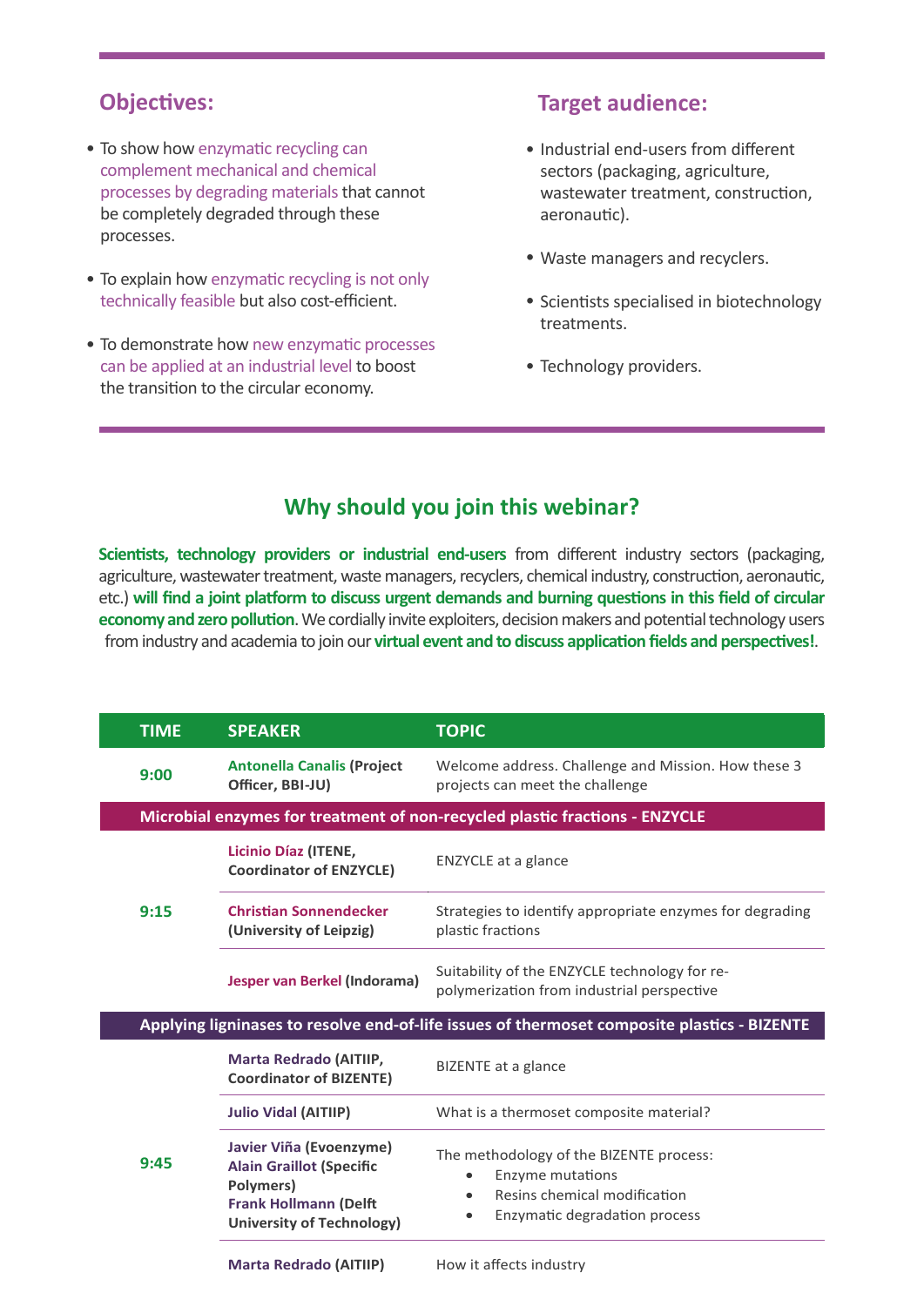## Objectives:

- To show how enzymatic recycling can complement mechanical and chemical processes by degrading materials that cannot be completely degraded through these processes.
- To explain how enzymatic recycling is not only technically feasible but also cost-efficient.
- To demonstrate how new enzymatic processes can be applied at an industrial level to boost the transition to the circular economy.

## Target audience:

- Industrial end-users from different sectors (packaging, agriculture, wastewater treatment, construction, aeronautic).
- Waste managers and recyclers.
- Scientists specialised in biotechnology treatments.
- Technology providers.

## Why should you join this webinar?

**Scientists, technology providers or industrial end-users** from different industry sectors (packaging, agriculture, wastewater treatment, waste managers, recyclers, chemical industry, construction, aeronautic, etc.) **will find a joint platform to discuss urgent demands and burning questions in this field of circular economy and zero pollution**. We cordially invite exploiters, decision makers and potential technology users from industry and academia to join our **virtual event and to discuss application fields and perspectives!**.

| TIME | SPEAKER | TOPIC |
|---|---|---|
| 9:00 | **Antonella Canalis (Project Officer, BBI-JU)** | Welcome address. Challenge and Mission. How these 3 projects can meet the challenge |
| **Microbial enzymes for treatment of non-recycled plastic fractions - ENZYCLE** | | |
| 9:15 | **Licinio Díaz (ITENE, Coordinator of ENZYCLE)** | ENZYCLE at a glance |
| | **Christian Sonnendecker (University of Leipzig)** | Strategies to identify appropriate enzymes for degrading plastic fractions |
| | **Jesper van Berkel (Indorama)** | Suitability of the ENZYCLE technology for re-polymerization from industrial perspective |
| **Applying ligninases to resolve end-of-life issues of thermoset composite plastics - BIZENTE** | | |
| 9:45 | **Marta Redrado (AITIIP, Coordinator of BIZENTE)** | BIZENTE at a glance |
| | **Julio Vidal (AITIIP)** | What is a thermoset composite material? |
| | **Javier Viña (Evoenzyme)**<br>**Alain Graillot (Specific Polymers)**<br>**Frank Hollmann (Delft University of Technology)** | The methodology of the BIZENTE process:<br>• Enzyme mutations<br>• Resins chemical modification<br>• Enzymatic degradation process |
| | **Marta Redrado (AITIIP)** | How it affects industry |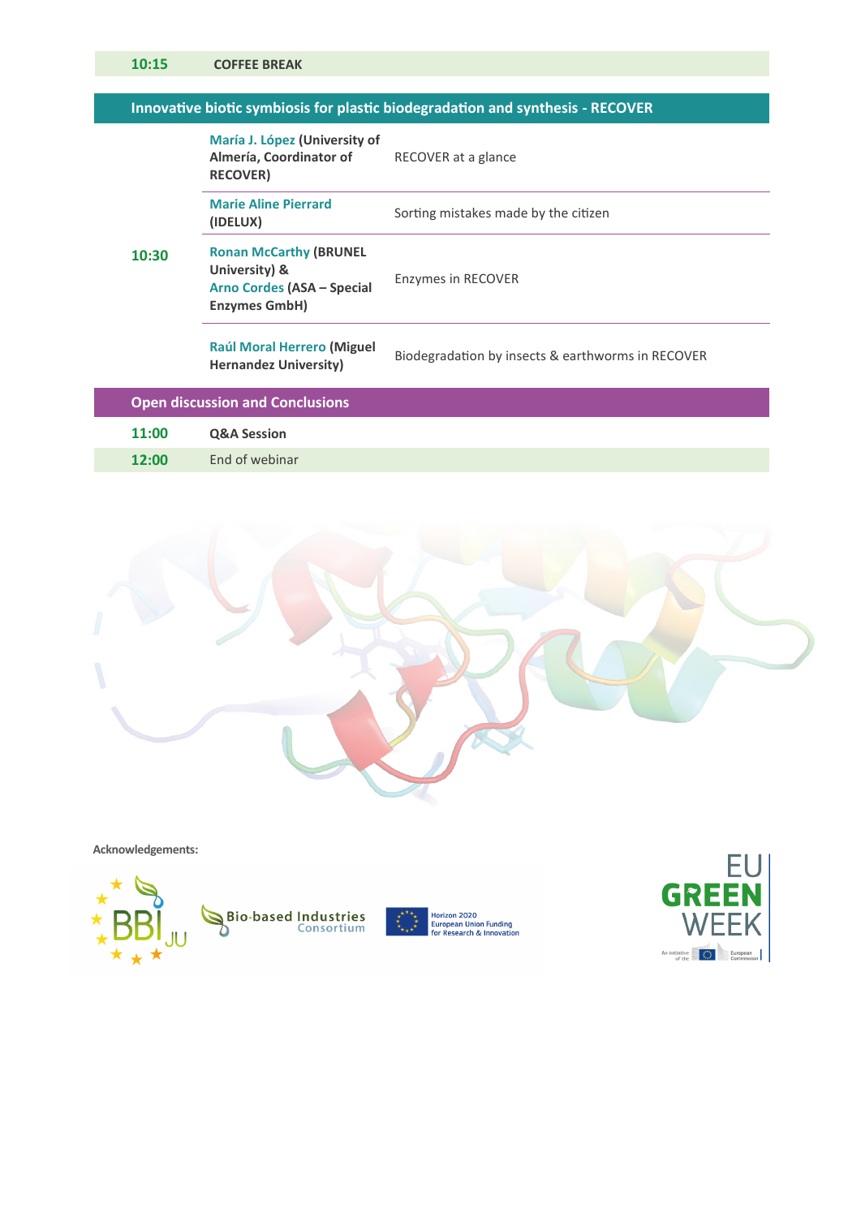| | | |
|---|---|---|
| 10:15 | COFFEE BREAK | |

## Innovative biotic symbiosis for plastic biodegradation and synthesis - RECOVER

| | | |
|---|---|---|
| 10:30 | **María J. López (University of Almería, Coordinator of RECOVER)** | RECOVER at a glance |
| | **Marie Aline Pierrard (IDELUX)** | Sorting mistakes made by the citizen |
| | **Ronan McCarthy (BRUNEL University) & Arno Cordes (ASA – Special Enzymes GmbH)** | Enzymes in RECOVER |
| | **Raúl Moral Herrero (Miguel Hernandez University)** | Biodegradation by insects & earthworms in RECOVER |

## Open discussion and Conclusions

| | |
|---|---|
| 11:00 | **Q&A Session** |
| 12:00 | End of webinar |

**Acknowledgements:**

BBI JU

Bio-based Industries Consortium

Horizon 2020 European Union Funding for Research & Innovation

EU GREEN WEEK

An initiative of the European Commission